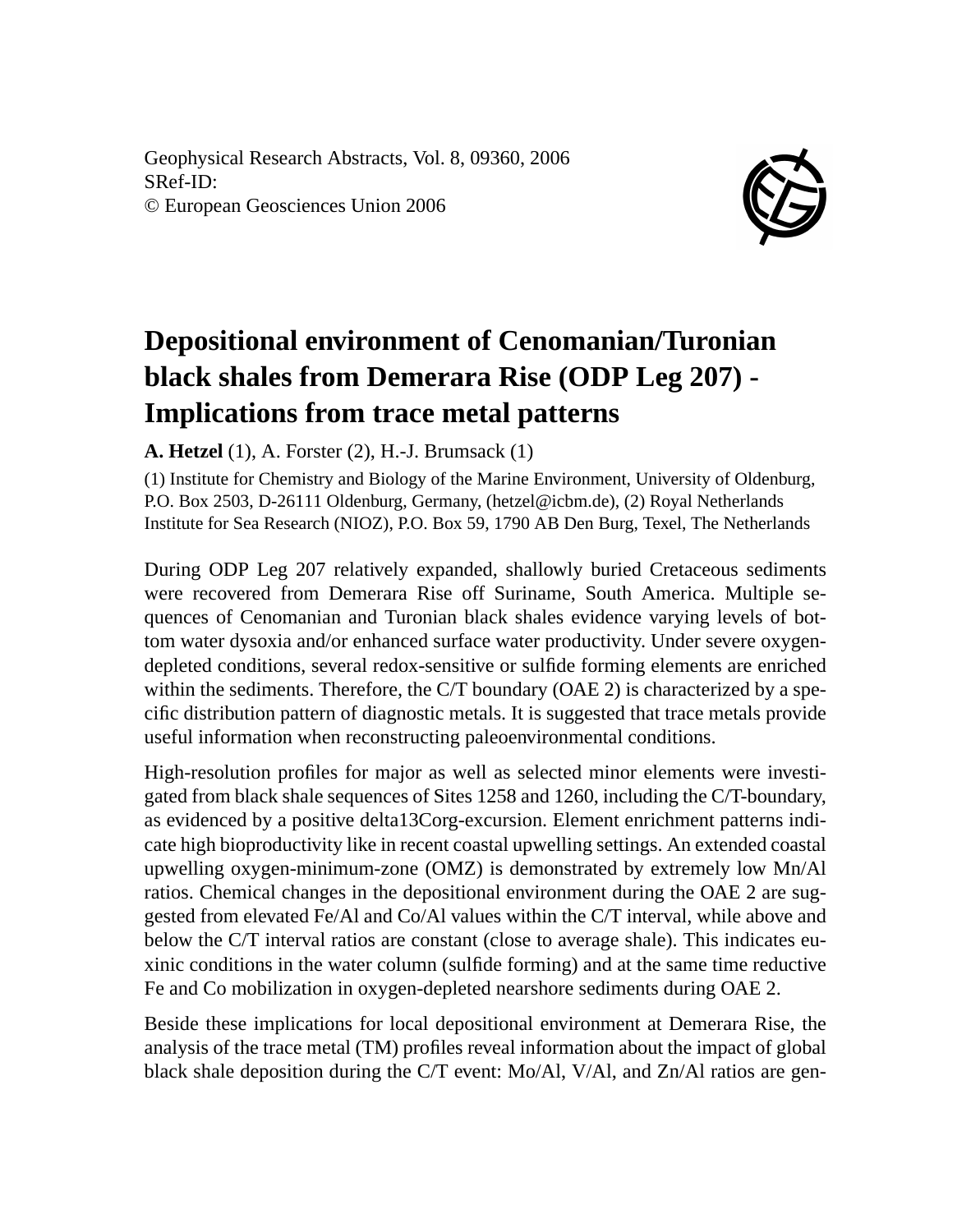Geophysical Research Abstracts, Vol. 8, 09360, 2006
SRef-ID:
© European Geosciences Union 2006

# Depositional environment of Cenomanian/Turonian black shales from Demerara Rise (ODP Leg 207) - Implications from trace metal patterns

**A. Hetzel** (1), A. Forster (2), H.-J. Brumsack (1)

(1) Institute for Chemistry and Biology of the Marine Environment, University of Oldenburg, P.O. Box 2503, D-26111 Oldenburg, Germany, (hetzel@icbm.de), (2) Royal Netherlands Institute for Sea Research (NIOZ), P.O. Box 59, 1790 AB Den Burg, Texel, The Netherlands

During ODP Leg 207 relatively expanded, shallowly buried Cretaceous sediments were recovered from Demerara Rise off Suriname, South America. Multiple sequences of Cenomanian and Turonian black shales evidence varying levels of bottom water dysoxia and/or enhanced surface water productivity. Under severe oxygen-depleted conditions, several redox-sensitive or sulfide forming elements are enriched within the sediments. Therefore, the C/T boundary (OAE 2) is characterized by a specific distribution pattern of diagnostic metals. It is suggested that trace metals provide useful information when reconstructing paleoenvironmental conditions.

High-resolution profiles for major as well as selected minor elements were investigated from black shale sequences of Sites 1258 and 1260, including the C/T-boundary, as evidenced by a positive delta13Corg-excursion. Element enrichment patterns indicate high bioproductivity like in recent coastal upwelling settings. An extended coastal upwelling oxygen-minimum-zone (OMZ) is demonstrated by extremely low Mn/Al ratios. Chemical changes in the depositional environment during the OAE 2 are suggested from elevated Fe/Al and Co/Al values within the C/T interval, while above and below the C/T interval ratios are constant (close to average shale). This indicates euxinic conditions in the water column (sulfide forming) and at the same time reductive Fe and Co mobilization in oxygen-depleted nearshore sediments during OAE 2.

Beside these implications for local depositional environment at Demerara Rise, the analysis of the trace metal (TM) profiles reveal information about the impact of global black shale deposition during the C/T event: Mo/Al, V/Al, and Zn/Al ratios are gen-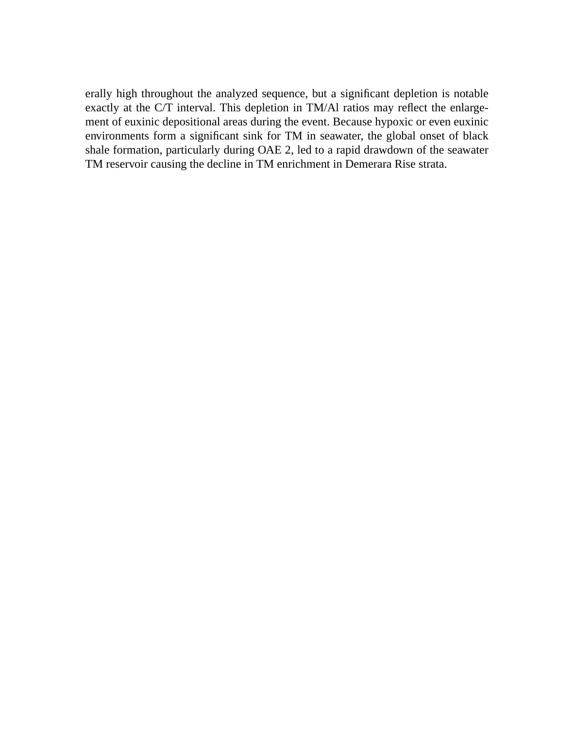erally high throughout the analyzed sequence, but a significant depletion is notable exactly at the C/T interval. This depletion in TM/Al ratios may reflect the enlargement of euxinic depositional areas during the event. Because hypoxic or even euxinic environments form a significant sink for TM in seawater, the global onset of black shale formation, particularly during OAE 2, led to a rapid drawdown of the seawater TM reservoir causing the decline in TM enrichment in Demerara Rise strata.